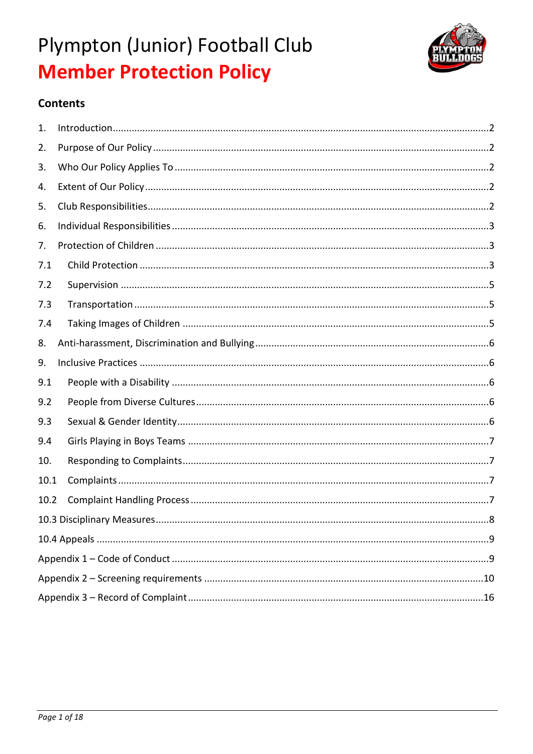# Plympton (Junior) Football Club

# Member Protection Policy

## Contents

1. Introduction ........................................................................ 2
2. Purpose of Our Policy ........................................................................ 2
3. Who Our Policy Applies To ........................................................................ 2
4. Extent of Our Policy ........................................................................ 2
5. Club Responsibilities ........................................................................ 2
6. Individual Responsibilities ........................................................................ 3
7. Protection of Children ........................................................................ 3

7.1 Child Protection ........................................................................ 3

7.2 Supervision ........................................................................ 5

7.3 Transportation ........................................................................ 5

7.4 Taking Images of Children ........................................................................ 5

8. Anti-harassment, Discrimination and Bullying ........................................................................ 6
9. Inclusive Practices ........................................................................ 6

9.1 People with a Disability ........................................................................ 6

9.2 People from Diverse Cultures ........................................................................ 6

9.3 Sexual & Gender Identity ........................................................................ 6

9.4 Girls Playing in Boys Teams ........................................................................ 7

10. Responding to Complaints ........................................................................ 7

10.1 Complaints ........................................................................ 7

10.2 Complaint Handling Process ........................................................................ 7

10.3 Disciplinary Measures ........................................................................ 8

10.4 Appeals ........................................................................ 9

Appendix 1 – Code of Conduct ........................................................................ 9

Appendix 2 – Screening requirements ........................................................................ 10

Appendix 3 – Record of Complaint ........................................................................ 16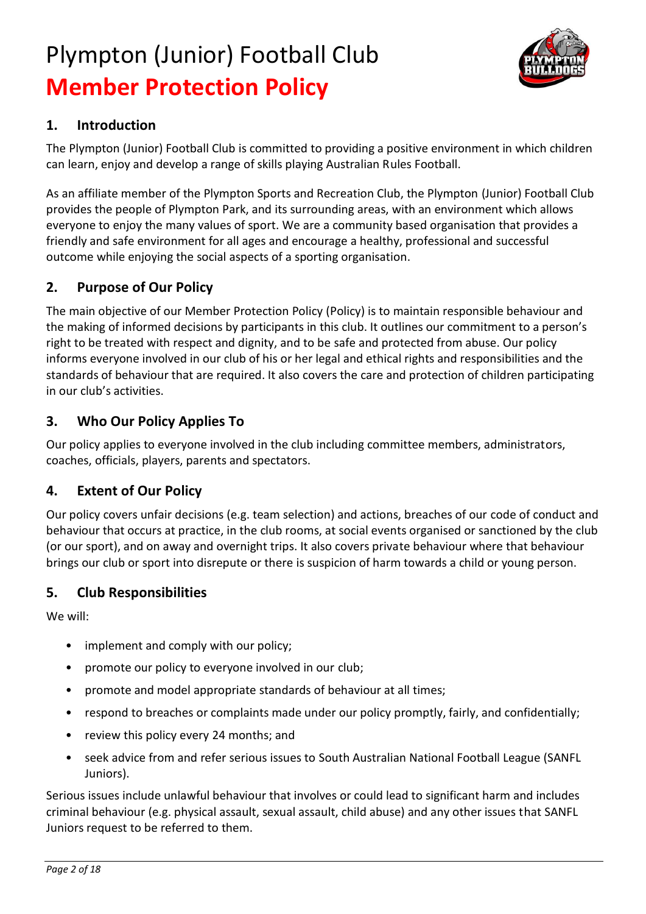# Plympton (Junior) Football Club

# **Member Protection Policy**

## 1. Introduction

The Plympton (Junior) Football Club is committed to providing a positive environment in which children can learn, enjoy and develop a range of skills playing Australian Rules Football.

As an affiliate member of the Plympton Sports and Recreation Club, the Plympton (Junior) Football Club provides the people of Plympton Park, and its surrounding areas, with an environment which allows everyone to enjoy the many values of sport. We are a community based organisation that provides a friendly and safe environment for all ages and encourage a healthy, professional and successful outcome while enjoying the social aspects of a sporting organisation.

## 2. Purpose of Our Policy

The main objective of our Member Protection Policy (Policy) is to maintain responsible behaviour and the making of informed decisions by participants in this club. It outlines our commitment to a person's right to be treated with respect and dignity, and to be safe and protected from abuse. Our policy informs everyone involved in our club of his or her legal and ethical rights and responsibilities and the standards of behaviour that are required. It also covers the care and protection of children participating in our club's activities.

## 3. Who Our Policy Applies To

Our policy applies to everyone involved in the club including committee members, administrators, coaches, officials, players, parents and spectators.

## 4. Extent of Our Policy

Our policy covers unfair decisions (e.g. team selection) and actions, breaches of our code of conduct and behaviour that occurs at practice, in the club rooms, at social events organised or sanctioned by the club (or our sport), and on away and overnight trips. It also covers private behaviour where that behaviour brings our club or sport into disrepute or there is suspicion of harm towards a child or young person.

## 5. Club Responsibilities

We will:

- implement and comply with our policy;
- promote our policy to everyone involved in our club;
- promote and model appropriate standards of behaviour at all times;
- respond to breaches or complaints made under our policy promptly, fairly, and confidentially;
- review this policy every 24 months; and
- seek advice from and refer serious issues to South Australian National Football League (SANFL Juniors).

Serious issues include unlawful behaviour that involves or could lead to significant harm and includes criminal behaviour (e.g. physical assault, sexual assault, child abuse) and any other issues that SANFL Juniors request to be referred to them.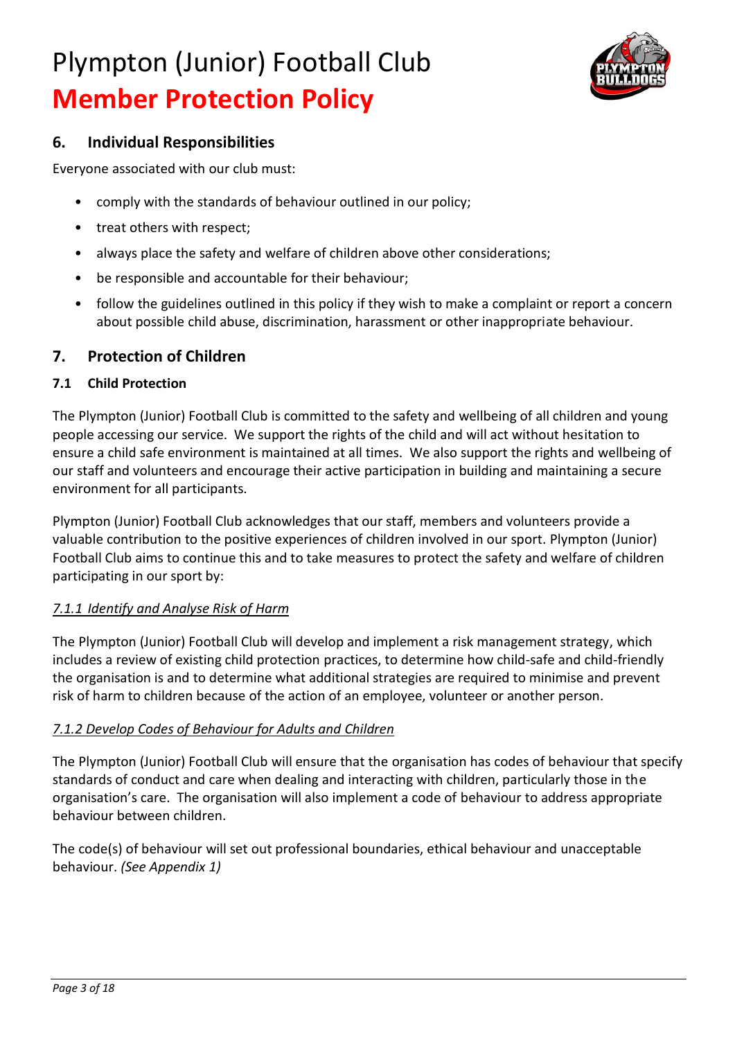## 6. Individual Responsibilities

Everyone associated with our club must:

- comply with the standards of behaviour outlined in our policy;
- treat others with respect;
- always place the safety and welfare of children above other considerations;
- be responsible and accountable for their behaviour;
- follow the guidelines outlined in this policy if they wish to make a complaint or report a concern about possible child abuse, discrimination, harassment or other inappropriate behaviour.

## 7. Protection of Children

### 7.1 Child Protection

The Plympton (Junior) Football Club is committed to the safety and wellbeing of all children and young people accessing our service. We support the rights of the child and will act without hesitation to ensure a child safe environment is maintained at all times. We also support the rights and wellbeing of our staff and volunteers and encourage their active participation in building and maintaining a secure environment for all participants.

Plympton (Junior) Football Club acknowledges that our staff, members and volunteers provide a valuable contribution to the positive experiences of children involved in our sport. Plympton (Junior) Football Club aims to continue this and to take measures to protect the safety and welfare of children participating in our sport by:

*7.1.1 Identify and Analyse Risk of Harm*

The Plympton (Junior) Football Club will develop and implement a risk management strategy, which includes a review of existing child protection practices, to determine how child-safe and child-friendly the organisation is and to determine what additional strategies are required to minimise and prevent risk of harm to children because of the action of an employee, volunteer or another person.

*7.1.2 Develop Codes of Behaviour for Adults and Children*

The Plympton (Junior) Football Club will ensure that the organisation has codes of behaviour that specify standards of conduct and care when dealing and interacting with children, particularly those in the organisation's care. The organisation will also implement a code of behaviour to address appropriate behaviour between children.

The code(s) of behaviour will set out professional boundaries, ethical behaviour and unacceptable behaviour. *(See Appendix 1)*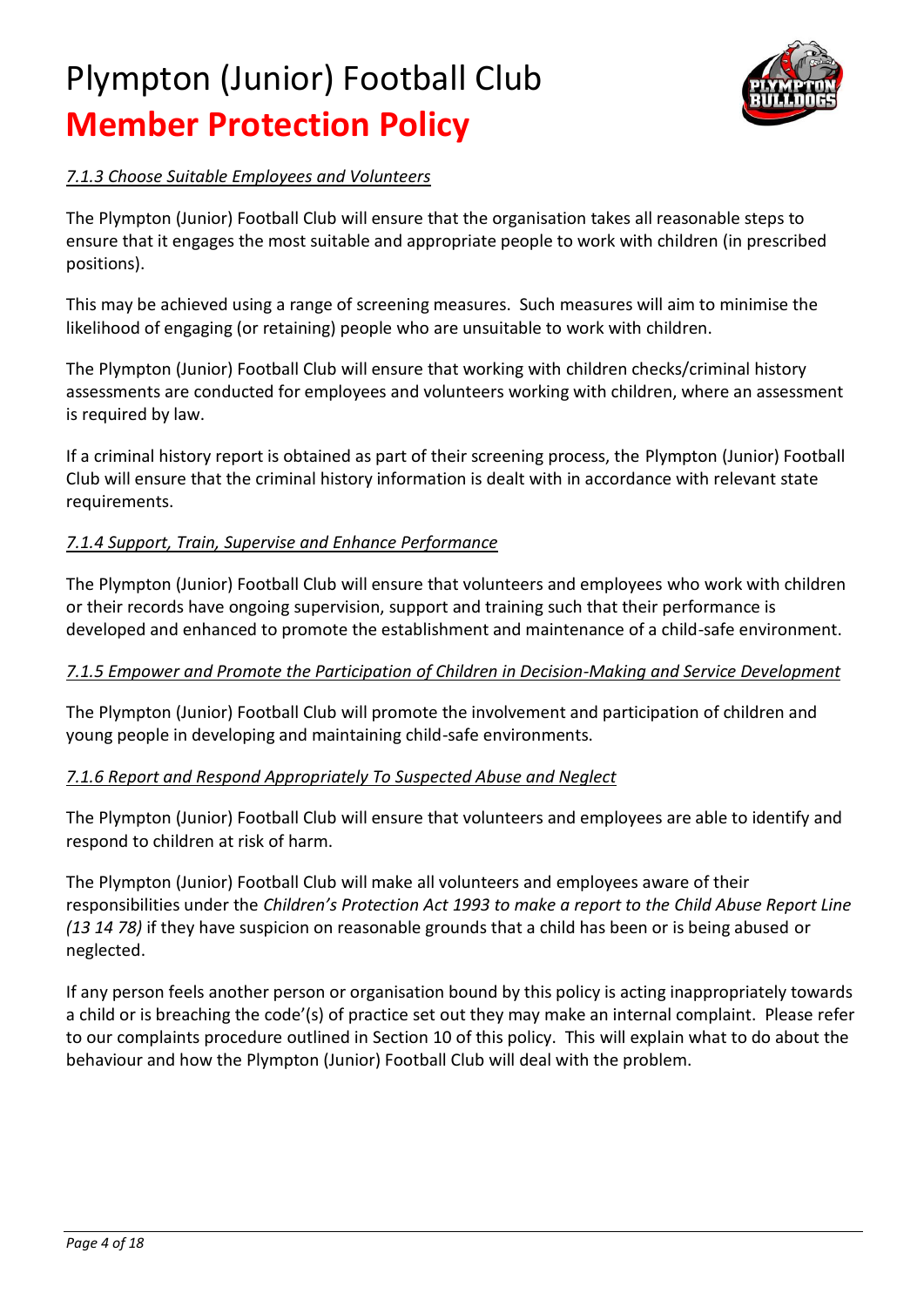*7.1.3 Choose Suitable Employees and Volunteers*

The Plympton (Junior) Football Club will ensure that the organisation takes all reasonable steps to ensure that it engages the most suitable and appropriate people to work with children (in prescribed positions).

This may be achieved using a range of screening measures. Such measures will aim to minimise the likelihood of engaging (or retaining) people who are unsuitable to work with children.

The Plympton (Junior) Football Club will ensure that working with children checks/criminal history assessments are conducted for employees and volunteers working with children, where an assessment is required by law.

If a criminal history report is obtained as part of their screening process, the Plympton (Junior) Football Club will ensure that the criminal history information is dealt with in accordance with relevant state requirements.

*7.1.4 Support, Train, Supervise and Enhance Performance*

The Plympton (Junior) Football Club will ensure that volunteers and employees who work with children or their records have ongoing supervision, support and training such that their performance is developed and enhanced to promote the establishment and maintenance of a child-safe environment.

*7.1.5 Empower and Promote the Participation of Children in Decision-Making and Service Development*

The Plympton (Junior) Football Club will promote the involvement and participation of children and young people in developing and maintaining child-safe environments.

*7.1.6 Report and Respond Appropriately To Suspected Abuse and Neglect*

The Plympton (Junior) Football Club will ensure that volunteers and employees are able to identify and respond to children at risk of harm.

The Plympton (Junior) Football Club will make all volunteers and employees aware of their responsibilities under the *Children's Protection Act 1993 to make a report to the Child Abuse Report Line (13 14 78)* if they have suspicion on reasonable grounds that a child has been or is being abused or neglected.

If any person feels another person or organisation bound by this policy is acting inappropriately towards a child or is breaching the code'(s) of practice set out they may make an internal complaint. Please refer to our complaints procedure outlined in Section 10 of this policy. This will explain what to do about the behaviour and how the Plympton (Junior) Football Club will deal with the problem.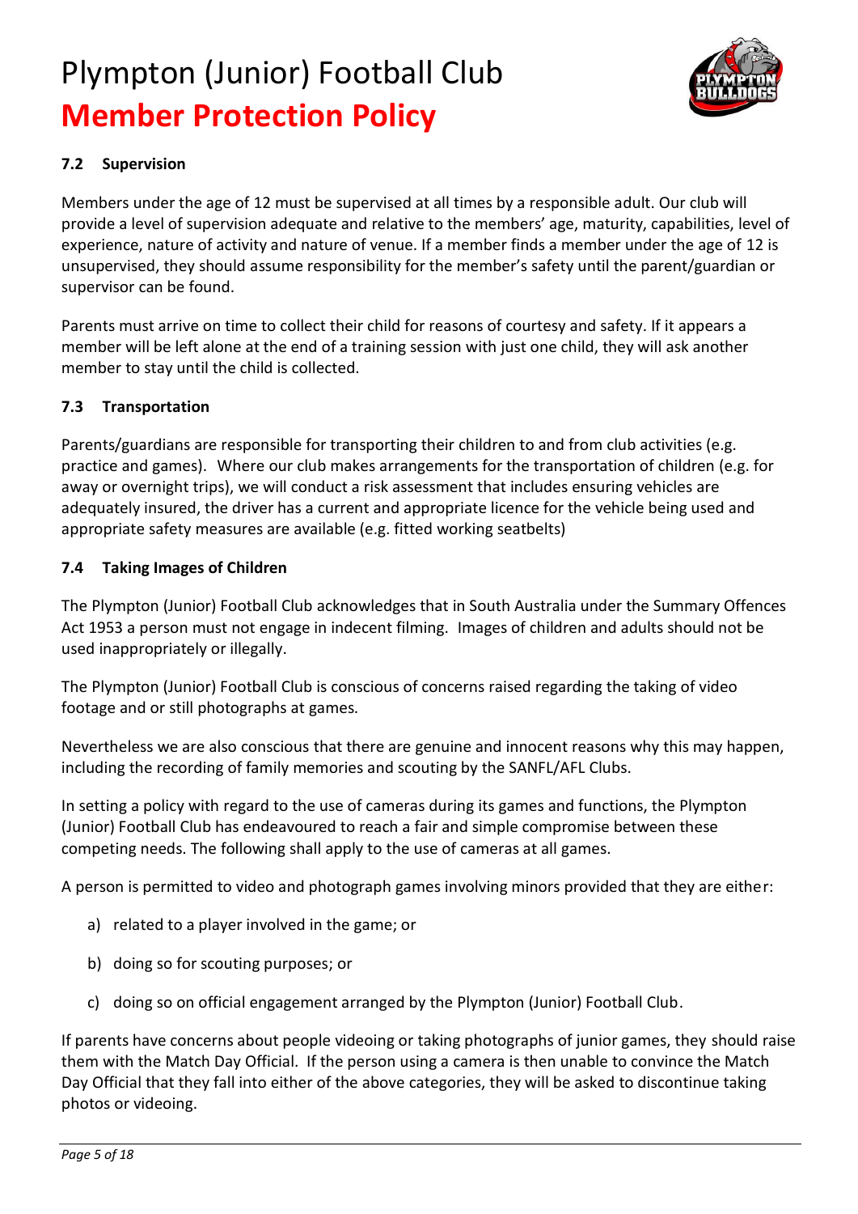### 7.2 Supervision

Members under the age of 12 must be supervised at all times by a responsible adult. Our club will provide a level of supervision adequate and relative to the members' age, maturity, capabilities, level of experience, nature of activity and nature of venue. If a member finds a member under the age of 12 is unsupervised, they should assume responsibility for the member's safety until the parent/guardian or supervisor can be found.

Parents must arrive on time to collect their child for reasons of courtesy and safety. If it appears a member will be left alone at the end of a training session with just one child, they will ask another member to stay until the child is collected.

### 7.3 Transportation

Parents/guardians are responsible for transporting their children to and from club activities (e.g. practice and games). Where our club makes arrangements for the transportation of children (e.g. for away or overnight trips), we will conduct a risk assessment that includes ensuring vehicles are adequately insured, the driver has a current and appropriate licence for the vehicle being used and appropriate safety measures are available (e.g. fitted working seatbelts)

### 7.4 Taking Images of Children

The Plympton (Junior) Football Club acknowledges that in South Australia under the Summary Offences Act 1953 a person must not engage in indecent filming. Images of children and adults should not be used inappropriately or illegally.

The Plympton (Junior) Football Club is conscious of concerns raised regarding the taking of video footage and or still photographs at games.

Nevertheless we are also conscious that there are genuine and innocent reasons why this may happen, including the recording of family memories and scouting by the SANFL/AFL Clubs.

In setting a policy with regard to the use of cameras during its games and functions, the Plympton (Junior) Football Club has endeavoured to reach a fair and simple compromise between these competing needs. The following shall apply to the use of cameras at all games.

A person is permitted to video and photograph games involving minors provided that they are either:

a) related to a player involved in the game; or

b) doing so for scouting purposes; or

c) doing so on official engagement arranged by the Plympton (Junior) Football Club.

If parents have concerns about people videoing or taking photographs of junior games, they should raise them with the Match Day Official. If the person using a camera is then unable to convince the Match Day Official that they fall into either of the above categories, they will be asked to discontinue taking photos or videoing.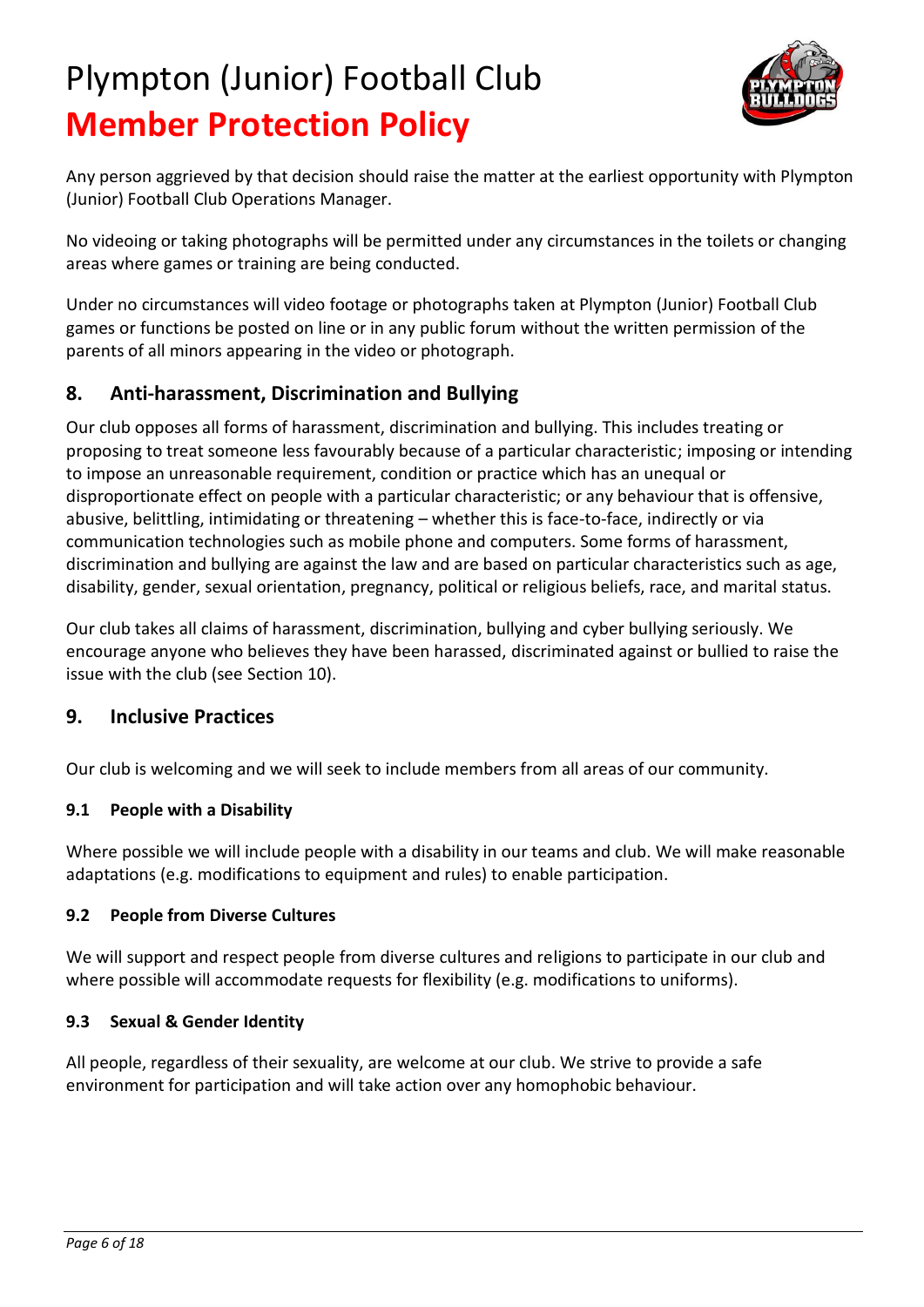Any person aggrieved by that decision should raise the matter at the earliest opportunity with Plympton (Junior) Football Club Operations Manager.

No videoing or taking photographs will be permitted under any circumstances in the toilets or changing areas where games or training are being conducted.

Under no circumstances will video footage or photographs taken at Plympton (Junior) Football Club games or functions be posted on line or in any public forum without the written permission of the parents of all minors appearing in the video or photograph.

## 8. Anti-harassment, Discrimination and Bullying

Our club opposes all forms of harassment, discrimination and bullying. This includes treating or proposing to treat someone less favourably because of a particular characteristic; imposing or intending to impose an unreasonable requirement, condition or practice which has an unequal or disproportionate effect on people with a particular characteristic; or any behaviour that is offensive, abusive, belittling, intimidating or threatening – whether this is face-to-face, indirectly or via communication technologies such as mobile phone and computers. Some forms of harassment, discrimination and bullying are against the law and are based on particular characteristics such as age, disability, gender, sexual orientation, pregnancy, political or religious beliefs, race, and marital status.

Our club takes all claims of harassment, discrimination, bullying and cyber bullying seriously. We encourage anyone who believes they have been harassed, discriminated against or bullied to raise the issue with the club (see Section 10).

## 9. Inclusive Practices

Our club is welcoming and we will seek to include members from all areas of our community.

### 9.1 People with a Disability

Where possible we will include people with a disability in our teams and club. We will make reasonable adaptations (e.g. modifications to equipment and rules) to enable participation.

### 9.2 People from Diverse Cultures

We will support and respect people from diverse cultures and religions to participate in our club and where possible will accommodate requests for flexibility (e.g. modifications to uniforms).

### 9.3 Sexual & Gender Identity

All people, regardless of their sexuality, are welcome at our club. We strive to provide a safe environment for participation and will take action over any homophobic behaviour.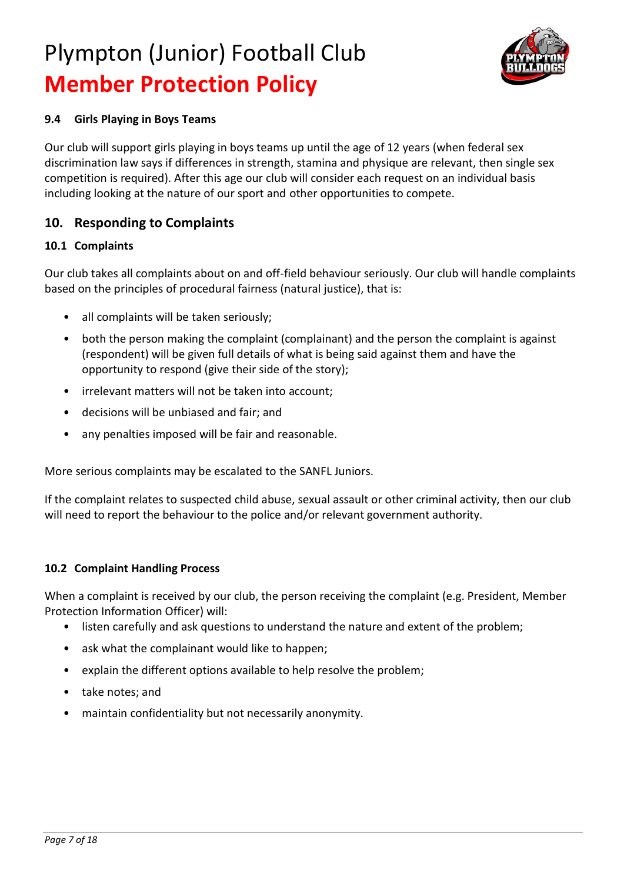### 9.4 Girls Playing in Boys Teams

Our club will support girls playing in boys teams up until the age of 12 years (when federal sex discrimination law says if differences in strength, stamina and physique are relevant, then single sex competition is required). After this age our club will consider each request on an individual basis including looking at the nature of our sport and other opportunities to compete.

## 10. Responding to Complaints

### 10.1 Complaints

Our club takes all complaints about on and off-field behaviour seriously. Our club will handle complaints based on the principles of procedural fairness (natural justice), that is:

- all complaints will be taken seriously;
- both the person making the complaint (complainant) and the person the complaint is against (respondent) will be given full details of what is being said against them and have the opportunity to respond (give their side of the story);
- irrelevant matters will not be taken into account;
- decisions will be unbiased and fair; and
- any penalties imposed will be fair and reasonable.

More serious complaints may be escalated to the SANFL Juniors.

If the complaint relates to suspected child abuse, sexual assault or other criminal activity, then our club will need to report the behaviour to the police and/or relevant government authority.

### 10.2 Complaint Handling Process

When a complaint is received by our club, the person receiving the complaint (e.g. President, Member Protection Information Officer) will:

- listen carefully and ask questions to understand the nature and extent of the problem;
- ask what the complainant would like to happen;
- explain the different options available to help resolve the problem;
- take notes; and
- maintain confidentiality but not necessarily anonymity.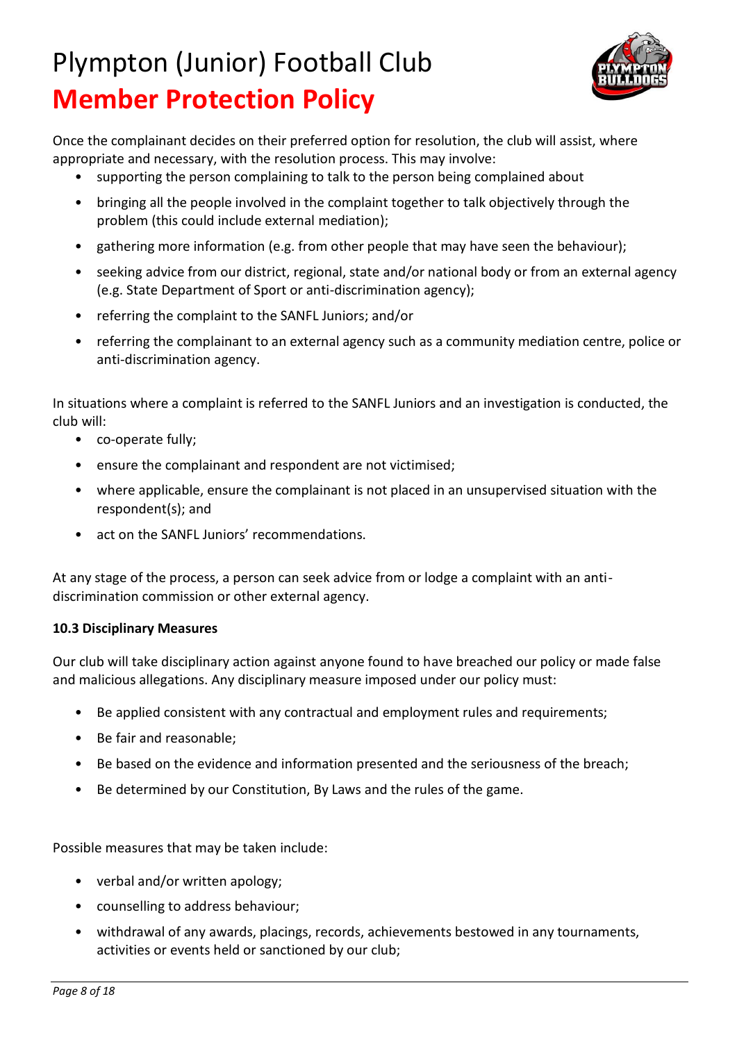Once the complainant decides on their preferred option for resolution, the club will assist, where appropriate and necessary, with the resolution process. This may involve:

- supporting the person complaining to talk to the person being complained about
- bringing all the people involved in the complaint together to talk objectively through the problem (this could include external mediation);
- gathering more information (e.g. from other people that may have seen the behaviour);
- seeking advice from our district, regional, state and/or national body or from an external agency (e.g. State Department of Sport or anti-discrimination agency);
- referring the complaint to the SANFL Juniors; and/or
- referring the complainant to an external agency such as a community mediation centre, police or anti-discrimination agency.

In situations where a complaint is referred to the SANFL Juniors and an investigation is conducted, the club will:

- co-operate fully;
- ensure the complainant and respondent are not victimised;
- where applicable, ensure the complainant is not placed in an unsupervised situation with the respondent(s); and
- act on the SANFL Juniors' recommendations.

At any stage of the process, a person can seek advice from or lodge a complaint with an anti-discrimination commission or other external agency.

**10.3 Disciplinary Measures**

Our club will take disciplinary action against anyone found to have breached our policy or made false and malicious allegations. Any disciplinary measure imposed under our policy must:

- Be applied consistent with any contractual and employment rules and requirements;
- Be fair and reasonable;
- Be based on the evidence and information presented and the seriousness of the breach;
- Be determined by our Constitution, By Laws and the rules of the game.

Possible measures that may be taken include:

- verbal and/or written apology;
- counselling to address behaviour;
- withdrawal of any awards, placings, records, achievements bestowed in any tournaments, activities or events held or sanctioned by our club;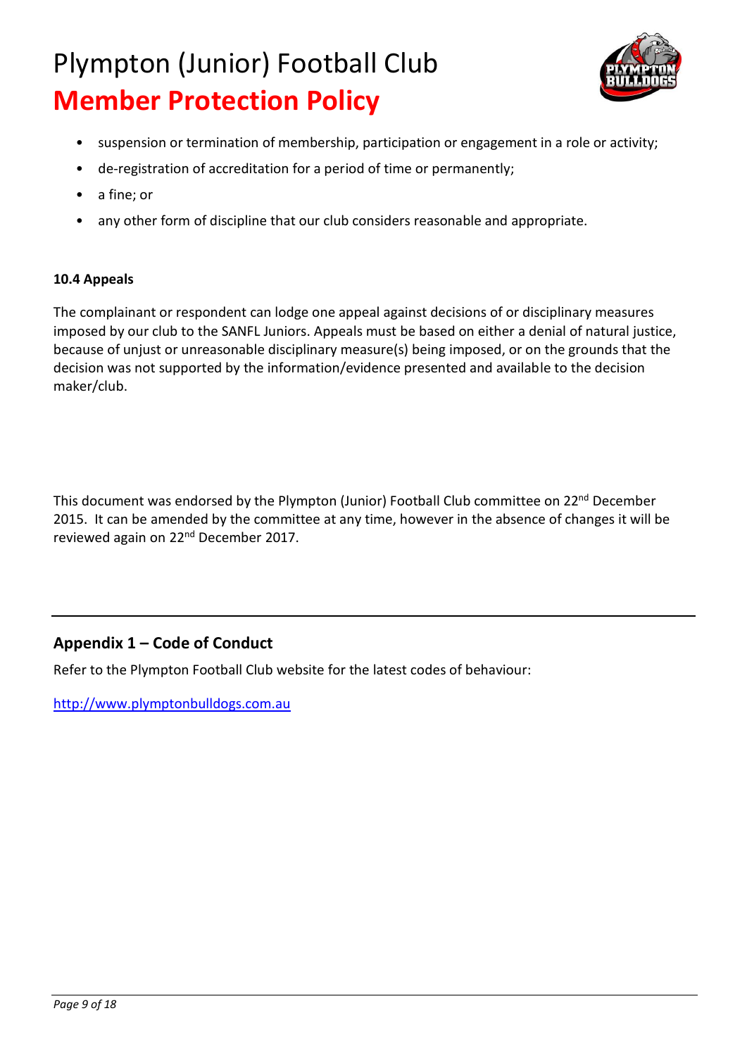- suspension or termination of membership, participation or engagement in a role or activity;
- de-registration of accreditation for a period of time or permanently;
- a fine; or
- any other form of discipline that our club considers reasonable and appropriate.

**10.4 Appeals**

The complainant or respondent can lodge one appeal against decisions of or disciplinary measures imposed by our club to the SANFL Juniors. Appeals must be based on either a denial of natural justice, because of unjust or unreasonable disciplinary measure(s) being imposed, or on the grounds that the decision was not supported by the information/evidence presented and available to the decision maker/club.

This document was endorsed by the Plympton (Junior) Football Club committee on 22nd December 2015. It can be amended by the committee at any time, however in the absence of changes it will be reviewed again on 22nd December 2017.

---

## Appendix 1 – Code of Conduct

Refer to the Plympton Football Club website for the latest codes of behaviour:

[http://www.plymptonbulldogs.com.au](http://www.plymptonbulldogs.com.au)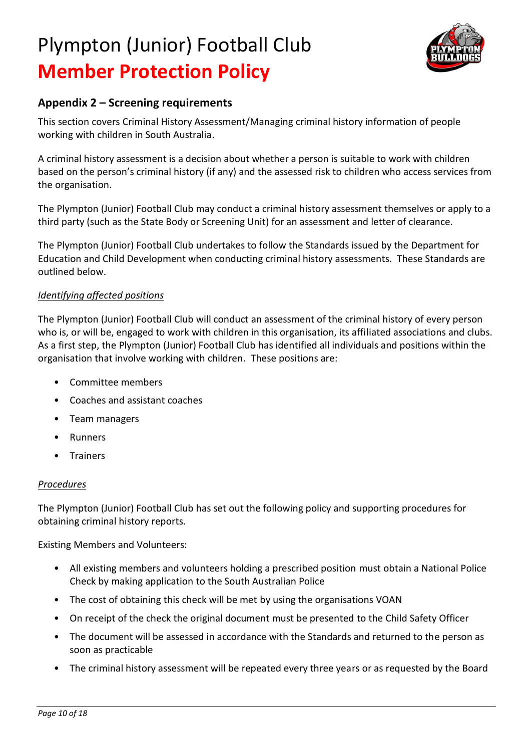## Appendix 2 – Screening requirements

This section covers Criminal History Assessment/Managing criminal history information of people working with children in South Australia.

A criminal history assessment is a decision about whether a person is suitable to work with children based on the person's criminal history (if any) and the assessed risk to children who access services from the organisation.

The Plympton (Junior) Football Club may conduct a criminal history assessment themselves or apply to a third party (such as the State Body or Screening Unit) for an assessment and letter of clearance.

The Plympton (Junior) Football Club undertakes to follow the Standards issued by the Department for Education and Child Development when conducting criminal history assessments. These Standards are outlined below.

*Identifying affected positions*

The Plympton (Junior) Football Club will conduct an assessment of the criminal history of every person who is, or will be, engaged to work with children in this organisation, its affiliated associations and clubs. As a first step, the Plympton (Junior) Football Club has identified all individuals and positions within the organisation that involve working with children. These positions are:

- Committee members
- Coaches and assistant coaches
- Team managers
- Runners
- Trainers

*Procedures*

The Plympton (Junior) Football Club has set out the following policy and supporting procedures for obtaining criminal history reports.

Existing Members and Volunteers:

- All existing members and volunteers holding a prescribed position must obtain a National Police Check by making application to the South Australian Police
- The cost of obtaining this check will be met by using the organisations VOAN
- On receipt of the check the original document must be presented to the Child Safety Officer
- The document will be assessed in accordance with the Standards and returned to the person as soon as practicable
- The criminal history assessment will be repeated every three years or as requested by the Board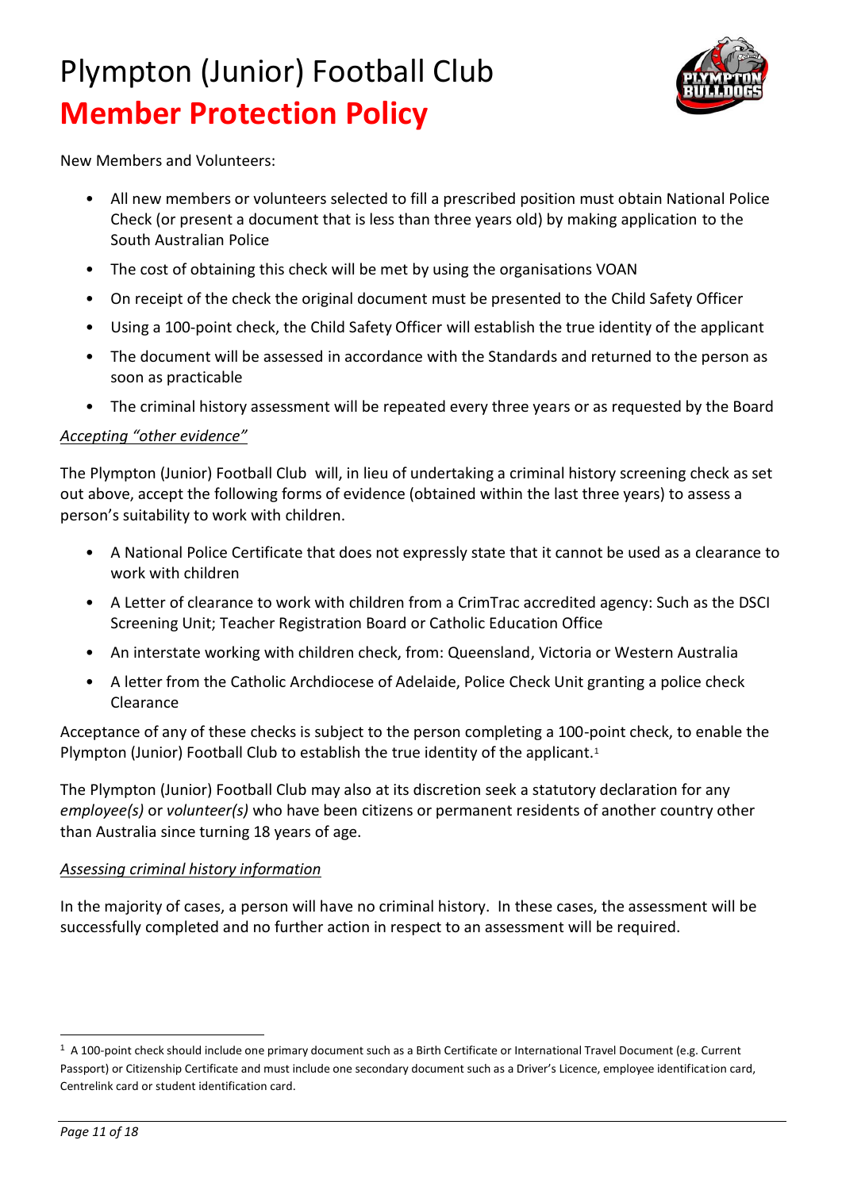New Members and Volunteers:

- All new members or volunteers selected to fill a prescribed position must obtain National Police Check (or present a document that is less than three years old) by making application to the South Australian Police
- The cost of obtaining this check will be met by using the organisations VOAN
- On receipt of the check the original document must be presented to the Child Safety Officer
- Using a 100-point check, the Child Safety Officer will establish the true identity of the applicant
- The document will be assessed in accordance with the Standards and returned to the person as soon as practicable
- The criminal history assessment will be repeated every three years or as requested by the Board

*Accepting "other evidence"*

The Plympton (Junior) Football Club will, in lieu of undertaking a criminal history screening check as set out above, accept the following forms of evidence (obtained within the last three years) to assess a person's suitability to work with children.

- A National Police Certificate that does not expressly state that it cannot be used as a clearance to work with children
- A Letter of clearance to work with children from a CrimTrac accredited agency: Such as the DSCI Screening Unit; Teacher Registration Board or Catholic Education Office
- An interstate working with children check, from: Queensland, Victoria or Western Australia
- A letter from the Catholic Archdiocese of Adelaide, Police Check Unit granting a police check Clearance

Acceptance of any of these checks is subject to the person completing a 100-point check, to enable the Plympton (Junior) Football Club to establish the true identity of the applicant.[1]

The Plympton (Junior) Football Club may also at its discretion seek a statutory declaration for any *employee(s)* or *volunteer(s)* who have been citizens or permanent residents of another country other than Australia since turning 18 years of age.

*Assessing criminal history information*

In the majority of cases, a person will have no criminal history. In these cases, the assessment will be successfully completed and no further action in respect to an assessment will be required.

[1] A 100-point check should include one primary document such as a Birth Certificate or International Travel Document (e.g. Current Passport) or Citizenship Certificate and must include one secondary document such as a Driver's Licence, employee identification card, Centrelink card or student identification card.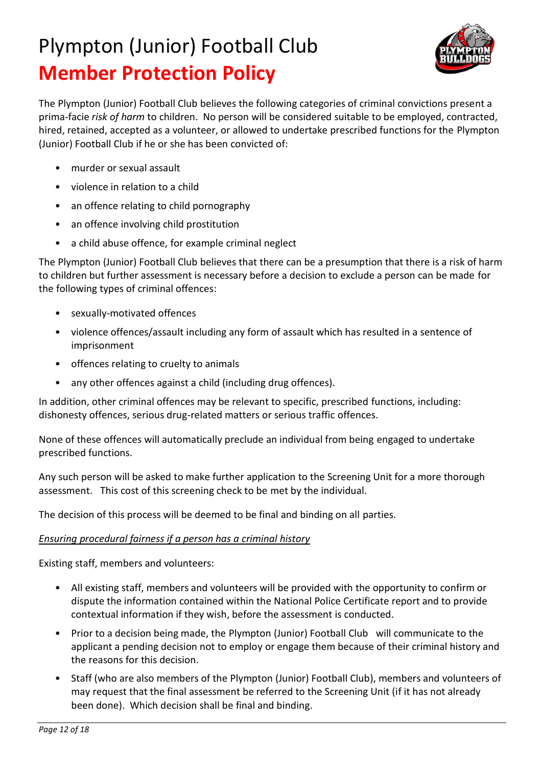# Plympton (Junior) Football Club

# Member Protection Policy

The Plympton (Junior) Football Club believes the following categories of criminal convictions present a prima-facie *risk of harm* to children. No person will be considered suitable to be employed, contracted, hired, retained, accepted as a volunteer, or allowed to undertake prescribed functions for the Plympton (Junior) Football Club if he or she has been convicted of:

- murder or sexual assault
- violence in relation to a child
- an offence relating to child pornography
- an offence involving child prostitution
- a child abuse offence, for example criminal neglect

The Plympton (Junior) Football Club believes that there can be a presumption that there is a risk of harm to children but further assessment is necessary before a decision to exclude a person can be made for the following types of criminal offences:

- sexually-motivated offences
- violence offences/assault including any form of assault which has resulted in a sentence of imprisonment
- offences relating to cruelty to animals
- any other offences against a child (including drug offences).

In addition, other criminal offences may be relevant to specific, prescribed functions, including: dishonesty offences, serious drug-related matters or serious traffic offences.

None of these offences will automatically preclude an individual from being engaged to undertake prescribed functions.

Any such person will be asked to make further application to the Screening Unit for a more thorough assessment. This cost of this screening check to be met by the individual.

The decision of this process will be deemed to be final and binding on all parties.

*Ensuring procedural fairness if a person has a criminal history*

Existing staff, members and volunteers:

- All existing staff, members and volunteers will be provided with the opportunity to confirm or dispute the information contained within the National Police Certificate report and to provide contextual information if they wish, before the assessment is conducted.
- Prior to a decision being made, the Plympton (Junior) Football Club will communicate to the applicant a pending decision not to employ or engage them because of their criminal history and the reasons for this decision.
- Staff (who are also members of the Plympton (Junior) Football Club), members and volunteers of may request that the final assessment be referred to the Screening Unit (if it has not already been done). Which decision shall be final and binding.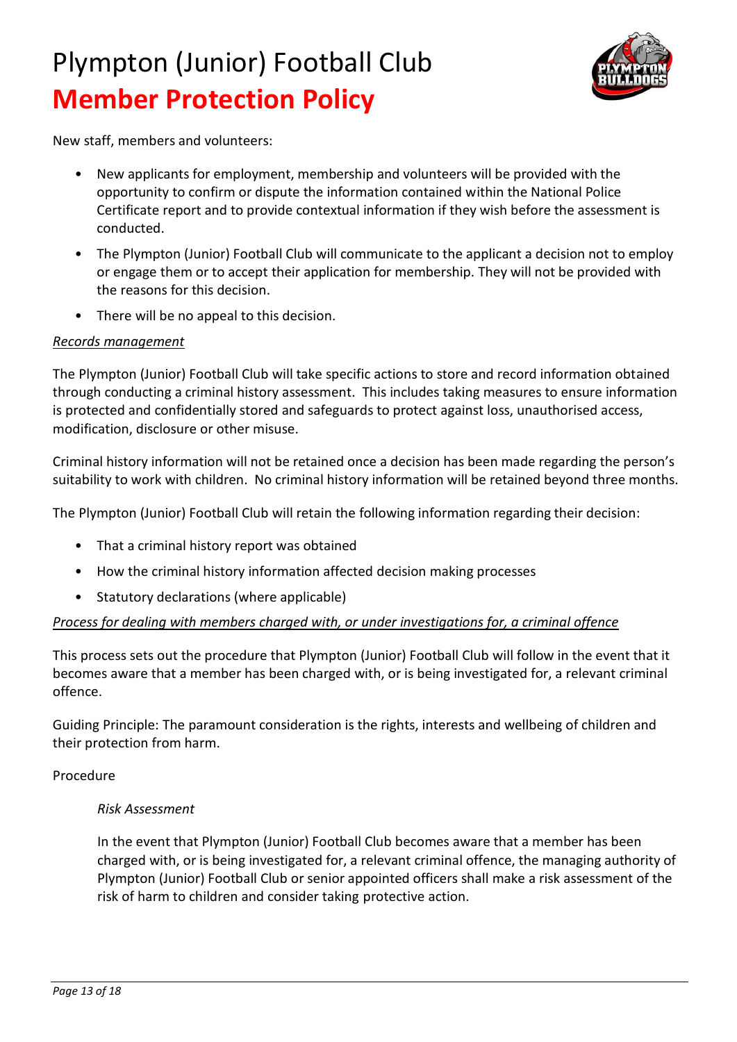New staff, members and volunteers:

- New applicants for employment, membership and volunteers will be provided with the opportunity to confirm or dispute the information contained within the National Police Certificate report and to provide contextual information if they wish before the assessment is conducted.
- The Plympton (Junior) Football Club will communicate to the applicant a decision not to employ or engage them or to accept their application for membership. They will not be provided with the reasons for this decision.
- There will be no appeal to this decision.

*<u>Records management</u>*

The Plympton (Junior) Football Club will take specific actions to store and record information obtained through conducting a criminal history assessment. This includes taking measures to ensure information is protected and confidentially stored and safeguards to protect against loss, unauthorised access, modification, disclosure or other misuse.

Criminal history information will not be retained once a decision has been made regarding the person's suitability to work with children. No criminal history information will be retained beyond three months.

The Plympton (Junior) Football Club will retain the following information regarding their decision:

- That a criminal history report was obtained
- How the criminal history information affected decision making processes
- Statutory declarations (where applicable)

*<u>Process for dealing with members charged with, or under investigations for, a criminal offence</u>*

This process sets out the procedure that Plympton (Junior) Football Club will follow in the event that it becomes aware that a member has been charged with, or is being investigated for, a relevant criminal offence.

Guiding Principle: The paramount consideration is the rights, interests and wellbeing of children and their protection from harm.

Procedure

*Risk Assessment*

In the event that Plympton (Junior) Football Club becomes aware that a member has been charged with, or is being investigated for, a relevant criminal offence, the managing authority of Plympton (Junior) Football Club or senior appointed officers shall make a risk assessment of the risk of harm to children and consider taking protective action.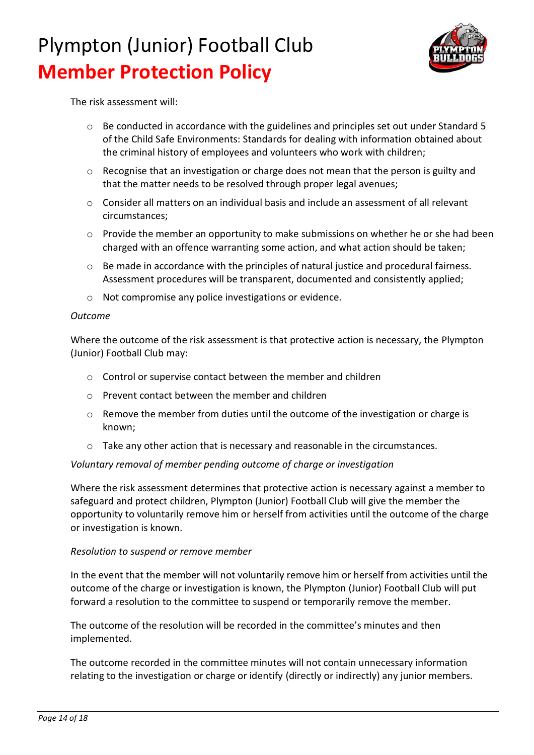The risk assessment will:

- Be conducted in accordance with the guidelines and principles set out under Standard 5 of the Child Safe Environments: Standards for dealing with information obtained about the criminal history of employees and volunteers who work with children;
- Recognise that an investigation or charge does not mean that the person is guilty and that the matter needs to be resolved through proper legal avenues;
- Consider all matters on an individual basis and include an assessment of all relevant circumstances;
- Provide the member an opportunity to make submissions on whether he or she had been charged with an offence warranting some action, and what action should be taken;
- Be made in accordance with the principles of natural justice and procedural fairness. Assessment procedures will be transparent, documented and consistently applied;
- Not compromise any police investigations or evidence.

*Outcome*

Where the outcome of the risk assessment is that protective action is necessary, the Plympton (Junior) Football Club may:

- Control or supervise contact between the member and children
- Prevent contact between the member and children
- Remove the member from duties until the outcome of the investigation or charge is known;
- Take any other action that is necessary and reasonable in the circumstances.

*Voluntary removal of member pending outcome of charge or investigation*

Where the risk assessment determines that protective action is necessary against a member to safeguard and protect children, Plympton (Junior) Football Club will give the member the opportunity to voluntarily remove him or herself from activities until the outcome of the charge or investigation is known.

*Resolution to suspend or remove member*

In the event that the member will not voluntarily remove him or herself from activities until the outcome of the charge or investigation is known, the Plympton (Junior) Football Club will put forward a resolution to the committee to suspend or temporarily remove the member.

The outcome of the resolution will be recorded in the committee's minutes and then implemented.

The outcome recorded in the committee minutes will not contain unnecessary information relating to the investigation or charge or identify (directly or indirectly) any junior members.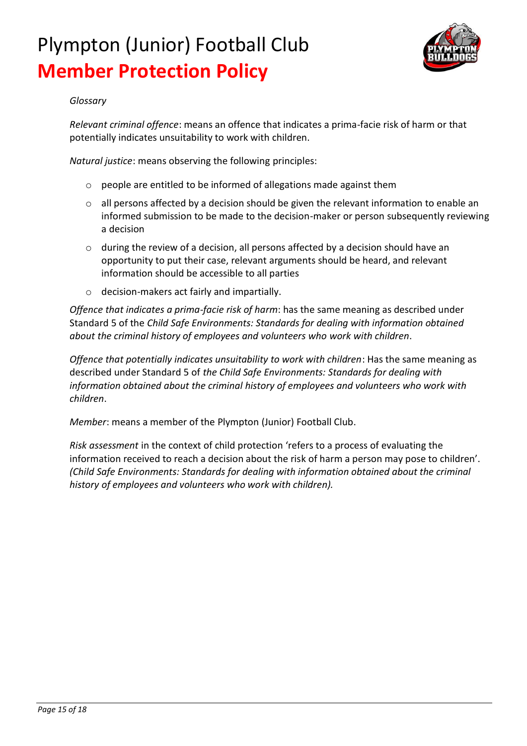*Glossary*

*Relevant criminal offence*: means an offence that indicates a prima-facie risk of harm or that potentially indicates unsuitability to work with children.

*Natural justice*: means observing the following principles:

- people are entitled to be informed of allegations made against them
- all persons affected by a decision should be given the relevant information to enable an informed submission to be made to the decision-maker or person subsequently reviewing a decision
- during the review of a decision, all persons affected by a decision should have an opportunity to put their case, relevant arguments should be heard, and relevant information should be accessible to all parties
- decision-makers act fairly and impartially.

*Offence that indicates a prima-facie risk of harm*: has the same meaning as described under Standard 5 of the *Child Safe Environments: Standards for dealing with information obtained about the criminal history of employees and volunteers who work with children*.

*Offence that potentially indicates unsuitability to work with children*: Has the same meaning as described under Standard 5 of *the Child Safe Environments: Standards for dealing with information obtained about the criminal history of employees and volunteers who work with children*.

*Member*: means a member of the Plympton (Junior) Football Club.

*Risk assessment* in the context of child protection 'refers to a process of evaluating the information received to reach a decision about the risk of harm a person may pose to children'. *(Child Safe Environments: Standards for dealing with information obtained about the criminal history of employees and volunteers who work with children).*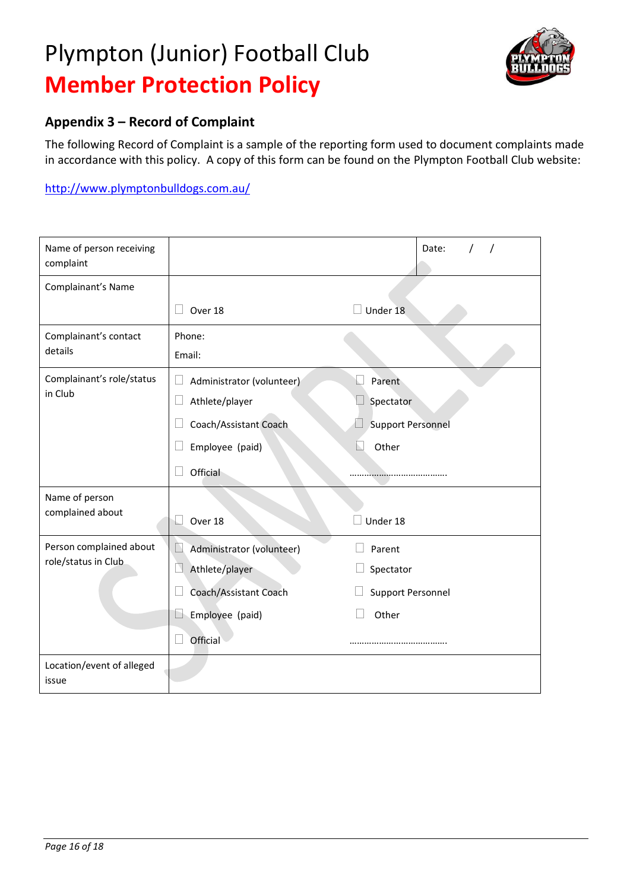# Plympton (Junior) Football Club

# Member Protection Policy

## Appendix 3 – Record of Complaint

The following Record of Complaint is a sample of the reporting form used to document complaints made in accordance with this policy. A copy of this form can be found on the Plympton Football Club website:

http://www.plymptonbulldogs.com.au/

| Name of person receiving complaint | | Date: / / |
|---|---|---|
| Complainant's Name | ☐ Over 18 | ☐ Under 18 |
| Complainant's contact details | Phone:<br>Email: | |
| Complainant's role/status in Club | ☐ Administrator (volunteer)<br>☐ Athlete/player<br>☐ Coach/Assistant Coach<br>☐ Employee (paid)<br>☐ Official | ☐ Parent<br>☐ Spectator<br>☐ Support Personnel<br>☐ Other<br>………………………………… |
| Name of person complained about | ☐ Over 18 | ☐ Under 18 |
| Person complained about role/status in Club | ☐ Administrator (volunteer)<br>☐ Athlete/player<br>☐ Coach/Assistant Coach<br>☐ Employee (paid)<br>☐ Official | ☐ Parent<br>☐ Spectator<br>☐ Support Personnel<br>☐ Other<br>………………………………… |
| Location/event of alleged issue | | |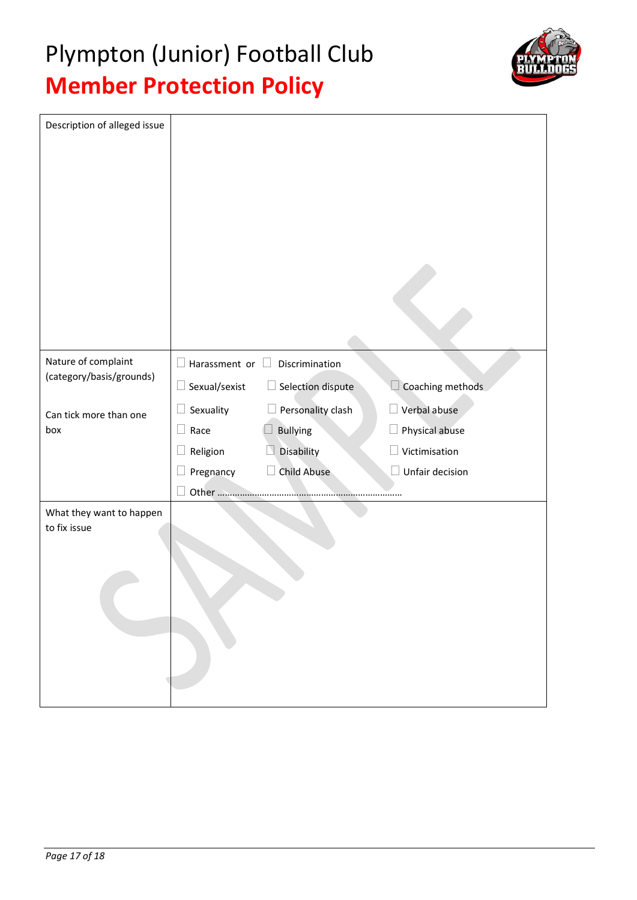# Plympton (Junior) Football Club

# Member Protection Policy

| Description of alleged issue | |
|---|---|
| Nature of complaint (category/basis/grounds)<br><br>Can tick more than one box | ☐ Harassment or ☐ Discrimination<br>☐ Sexual/sexist ☐ Selection dispute ☐ Coaching methods<br>☐ Sexuality ☐ Personality clash ☐ Verbal abuse<br>☐ Race ☐ Bullying ☐ Physical abuse<br>☐ Religion ☐ Disability ☐ Victimisation<br>☐ Pregnancy ☐ Child Abuse ☐ Unfair decision<br>☐ Other ………………………………………………………………… |
| What they want to happen to fix issue | |

SAMPLE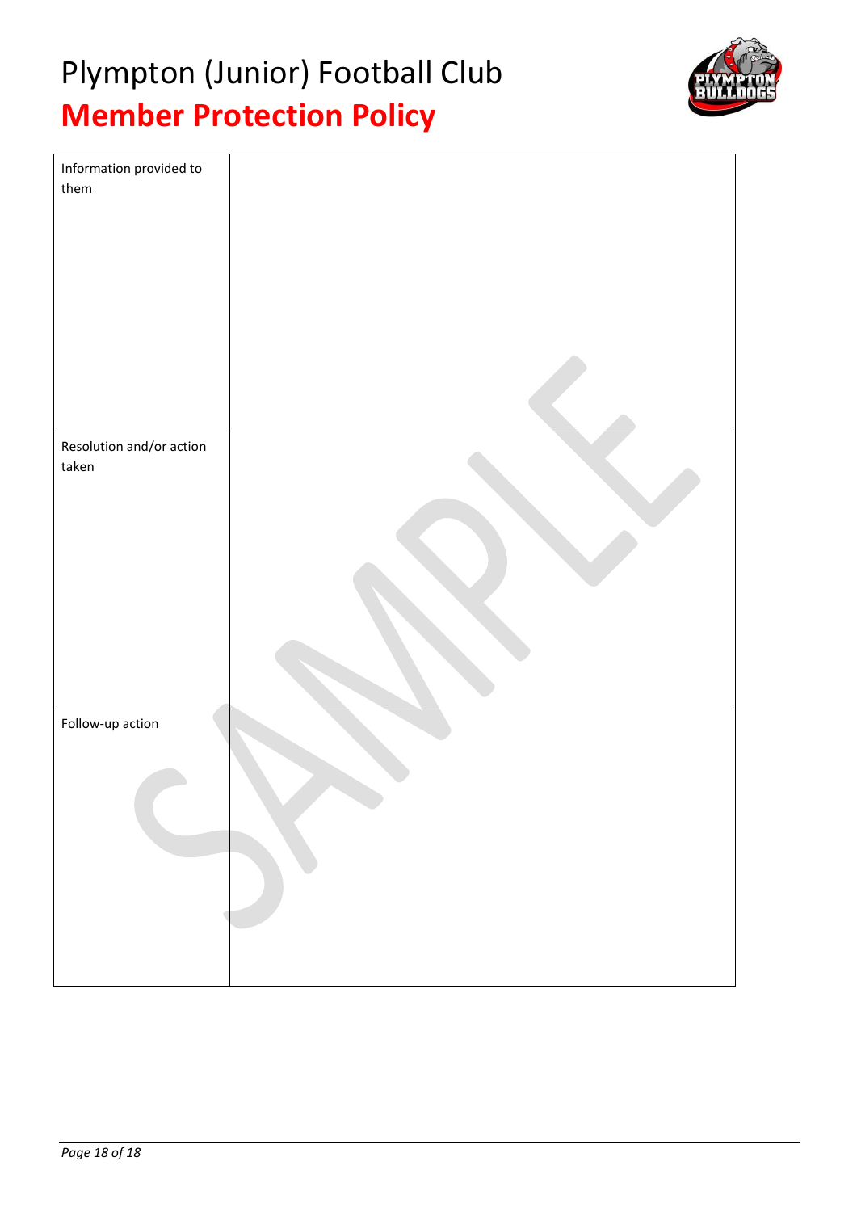| | |
|---|---|
| Information provided to them | |
| Resolution and/or action taken | |
| Follow-up action | |